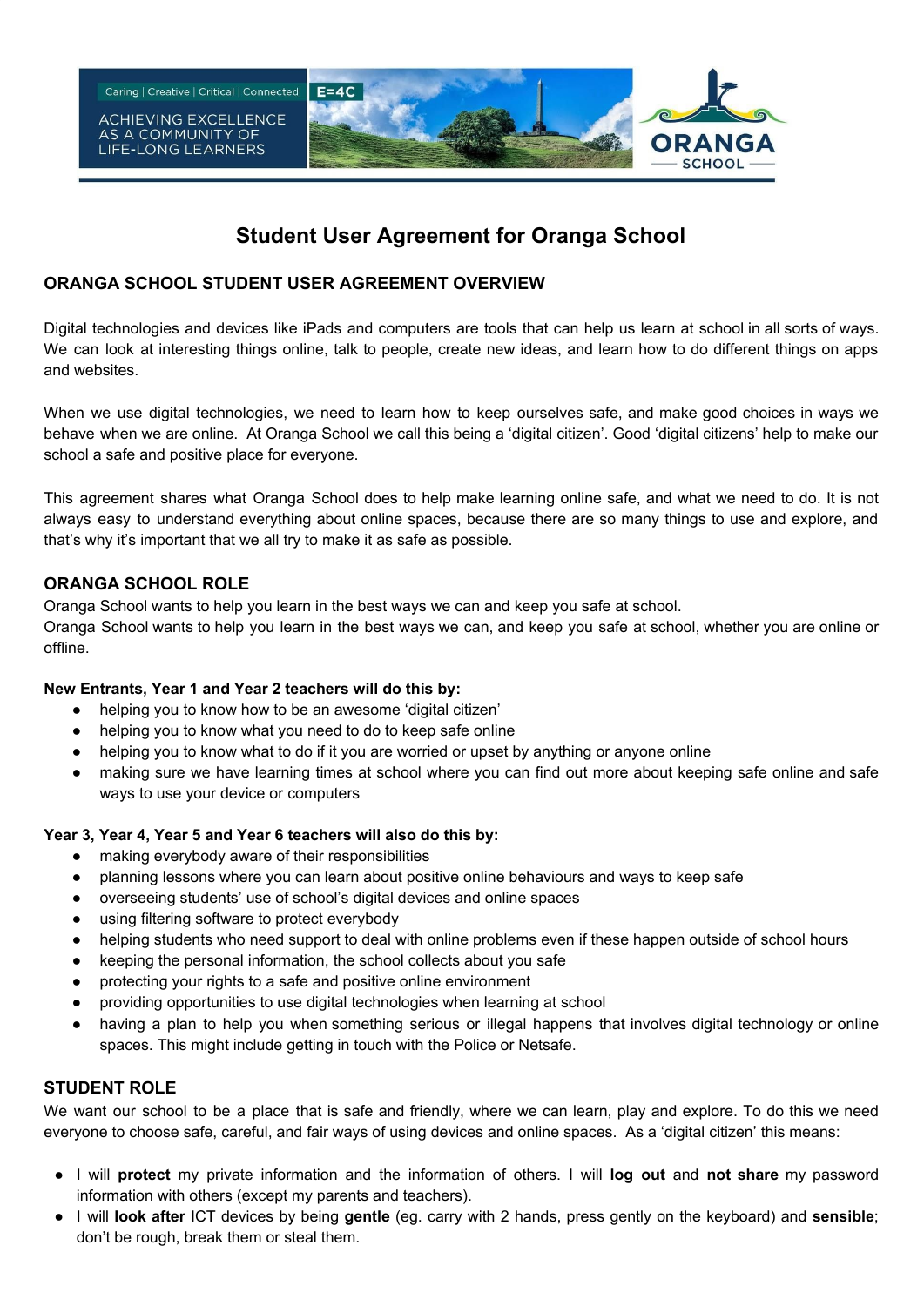Caring | Creative | Critical | Connected

E=4C

ACHIEVING EXCELLENCE AS A COMMUNITY OF LIFE-LONG LEARNERS

ORANGA SCHOOL

# Student User Agreement for Oranga School

## ORANGA SCHOOL STUDENT USER AGREEMENT OVERVIEW

Digital technologies and devices like iPads and computers are tools that can help us learn at school in all sorts of ways. We can look at interesting things online, talk to people, create new ideas, and learn how to do different things on apps and websites.

When we use digital technologies, we need to learn how to keep ourselves safe, and make good choices in ways we behave when we are online. At Oranga School we call this being a 'digital citizen'. Good 'digital citizens' help to make our school a safe and positive place for everyone.

This agreement shares what Oranga School does to help make learning online safe, and what we need to do. It is not always easy to understand everything about online spaces, because there are so many things to use and explore, and that's why it's important that we all try to make it as safe as possible.

## ORANGA SCHOOL ROLE

Oranga School wants to help you learn in the best ways we can and keep you safe at school.
Oranga School wants to help you learn in the best ways we can, and keep you safe at school, whether you are online or offline.

**New Entrants, Year 1 and Year 2 teachers will do this by:**

- helping you to know how to be an awesome 'digital citizen'
- helping you to know what you need to do to keep safe online
- helping you to know what to do if it you are worried or upset by anything or anyone online
- making sure we have learning times at school where you can find out more about keeping safe online and safe ways to use your device or computers

**Year 3, Year 4, Year 5 and Year 6 teachers will also do this by:**

- making everybody aware of their responsibilities
- planning lessons where you can learn about positive online behaviours and ways to keep safe
- overseeing students' use of school's digital devices and online spaces
- using filtering software to protect everybody
- helping students who need support to deal with online problems even if these happen outside of school hours
- keeping the personal information, the school collects about you safe
- protecting your rights to a safe and positive online environment
- providing opportunities to use digital technologies when learning at school
- having a plan to help you when something serious or illegal happens that involves digital technology or online spaces. This might include getting in touch with the Police or Netsafe.

## STUDENT ROLE

We want our school to be a place that is safe and friendly, where we can learn, play and explore. To do this we need everyone to choose safe, careful, and fair ways of using devices and online spaces. As a 'digital citizen' this means:

- I will **protect** my private information and the information of others. I will **log out** and **not share** my password information with others (except my parents and teachers).
- I will **look after** ICT devices by being **gentle** (eg. carry with 2 hands, press gently on the keyboard) and **sensible**; don't be rough, break them or steal them.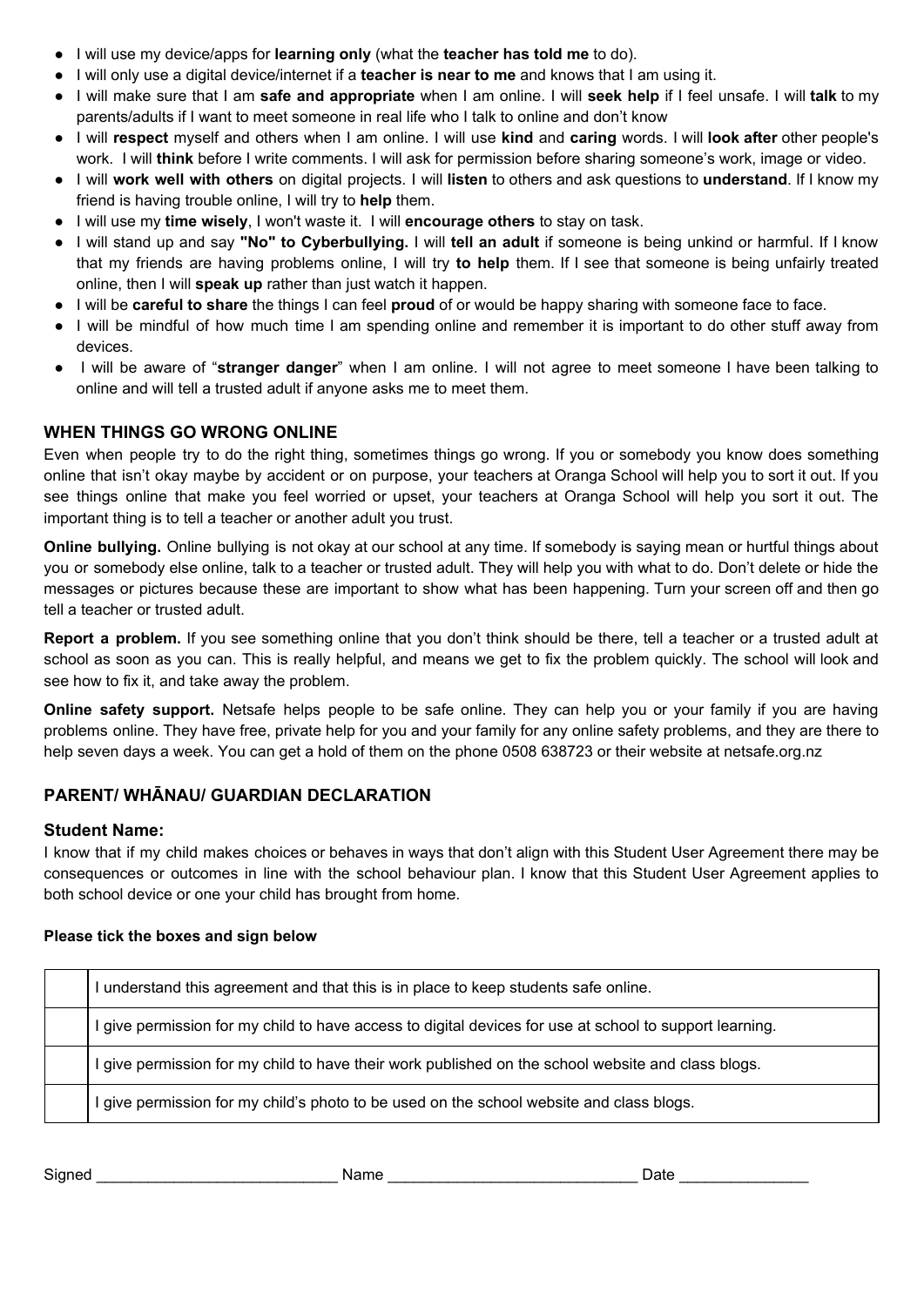- I will use my device/apps for **learning only** (what the **teacher has told me** to do).
- I will only use a digital device/internet if a **teacher is near to me** and knows that I am using it.
- I will make sure that I am **safe and appropriate** when I am online. I will **seek help** if I feel unsafe. I will **talk** to my parents/adults if I want to meet someone in real life who I talk to online and don't know
- I will **respect** myself and others when I am online. I will use **kind** and **caring** words. I will **look after** other people's work. I will **think** before I write comments. I will ask for permission before sharing someone's work, image or video.
- I will **work well with others** on digital projects. I will **listen** to others and ask questions to **understand**. If I know my friend is having trouble online, I will try to **help** them.
- I will use my **time wisely**, I won't waste it. I will **encourage others** to stay on task.
- I will stand up and say **"No" to Cyberbullying.** I will **tell an adult** if someone is being unkind or harmful. If I know that my friends are having problems online, I will try **to help** them. If I see that someone is being unfairly treated online, then I will **speak up** rather than just watch it happen.
- I will be **careful to share** the things I can feel **proud** of or would be happy sharing with someone face to face.
- I will be mindful of how much time I am spending online and remember it is important to do other stuff away from devices.
- I will be aware of "**stranger danger**" when I am online. I will not agree to meet someone I have been talking to online and will tell a trusted adult if anyone asks me to meet them.

### WHEN THINGS GO WRONG ONLINE

Even when people try to do the right thing, sometimes things go wrong. If you or somebody you know does something online that isn't okay maybe by accident or on purpose, your teachers at Oranga School will help you to sort it out. If you see things online that make you feel worried or upset, your teachers at Oranga School will help you sort it out. The important thing is to tell a teacher or another adult you trust.

**Online bullying.** Online bullying is not okay at our school at any time. If somebody is saying mean or hurtful things about you or somebody else online, talk to a teacher or trusted adult. They will help you with what to do. Don't delete or hide the messages or pictures because these are important to show what has been happening. Turn your screen off and then go tell a teacher or trusted adult.

**Report a problem.** If you see something online that you don't think should be there, tell a teacher or a trusted adult at school as soon as you can. This is really helpful, and means we get to fix the problem quickly. The school will look and see how to fix it, and take away the problem.

**Online safety support.** Netsafe helps people to be safe online. They can help you or your family if you are having problems online. They have free, private help for you and your family for any online safety problems, and they are there to help seven days a week. You can get a hold of them on the phone 0508 638723 or their website at netsafe.org.nz

### PARENT/ WHĀNAU/ GUARDIAN DECLARATION

#### Student Name:

I know that if my child makes choices or behaves in ways that don't align with this Student User Agreement there may be consequences or outcomes in line with the school behaviour plan. I know that this Student User Agreement applies to both school device or one your child has brought from home.

**Please tick the boxes and sign below**

| | |
|---|---|
| | I understand this agreement and that this is in place to keep students safe online. |
| | I give permission for my child to have access to digital devices for use at school to support learning. |
| | I give permission for my child to have their work published on the school website and class blogs. |
| | I give permission for my child's photo to be used on the school website and class blogs. |

Signed ___________________________ Name ____________________________ Date _______________